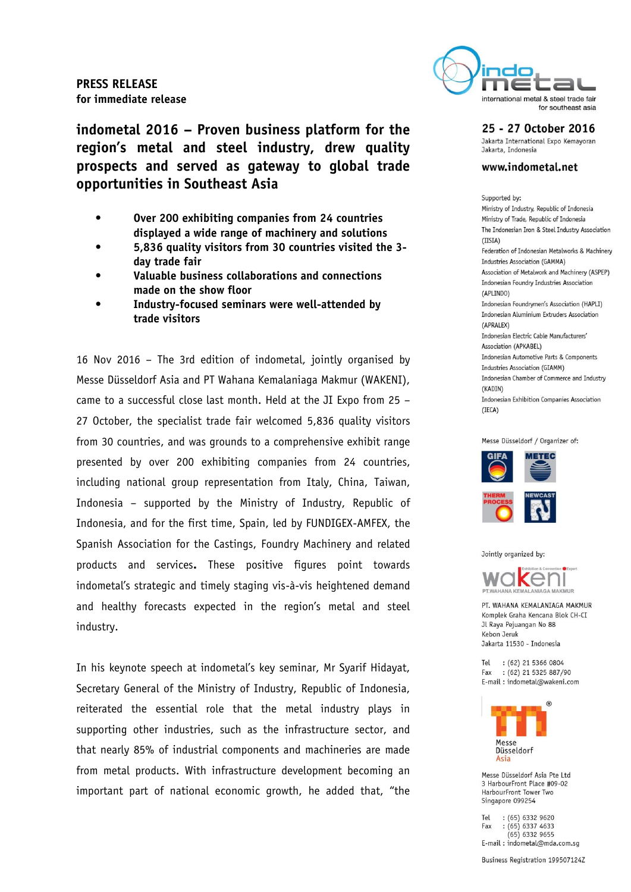**PRESS RELEASE**
**for immediate release**

# indometal 2016 – Proven business platform for the region's metal and steel industry, drew quality prospects and served as gateway to global trade opportunities in Southeast Asia

- **Over 200 exhibiting companies from 24 countries displayed a wide range of machinery and solutions**
- **5,836 quality visitors from 30 countries visited the 3-day trade fair**
- **Valuable business collaborations and connections made on the show floor**
- **Industry-focused seminars were well-attended by trade visitors**

16 Nov 2016 – The 3rd edition of indometal, jointly organised by Messe Düsseldorf Asia and PT Wahana Kemalaniaga Makmur (WAKENI), came to a successful close last month. Held at the JI Expo from 25 – 27 October, the specialist trade fair welcomed 5,836 quality visitors from 30 countries, and was grounds to a comprehensive exhibit range presented by over 200 exhibiting companies from 24 countries, including national group representation from Italy, China, Taiwan, Indonesia – supported by the Ministry of Industry, Republic of Indonesia, and for the first time, Spain, led by FUNDIGEX-AMFEX, the Spanish Association for the Castings, Foundry Machinery and related products and services. These positive figures point towards indometal's strategic and timely staging vis-à-vis heightened demand and healthy forecasts expected in the region's metal and steel industry.

In his keynote speech at indometal's key seminar, Mr Syarif Hidayat, Secretary General of the Ministry of Industry, Republic of Indonesia, reiterated the essential role that the metal industry plays in supporting other industries, such as the infrastructure sector, and that nearly 85% of industrial components and machineries are made from metal products. With infrastructure development becoming an important part of national economic growth, he added that, "the

indometal
international metal & steel trade fair for southeast asia

**25 - 27 October 2016**
Jakarta International Expo Kemayoran
Jakarta, Indonesia

**www.indometal.net**

Supported by:
Ministry of Industry, Republic of Indonesia
Ministry of Trade, Republic of Indonesia
The Indonesian Iron & Steel Industry Association (IISIA)
Federation of Indonesian Metalworks & Machinery Industries Association (GAMMA)
Association of Metalwork and Machinery (ASPEP)
Indonesian Foundry Industries Association (APLINDO)
Indonesian Foundrymen's Association (HAPLI)
Indonesian Aluminium Extruders Association (APRALEX)
Indonesian Electric Cable Manufacturers' Association (APKABEL)
Indonesian Automotive Parts & Components Industries Association (GIAMM)
Indonesian Chamber of Commerce and Industry (KADIN)
Indonesian Exhibition Companies Association (IECA)

Messe Düsseldorf / Organizer of:
GIFA, METEC, THERM PROCESS, NEWCAST

Jointly organized by:
wakeni
PT.WAHANA KEMALANIAGA MAKMUR

PT. WAHANA KEMALANIAGA MAKMUR
Komplek Graha Kencana Blok CH-CI
Jl Raya Pejuangan No 88
Kebon Jeruk
Jakarta 11530 - Indonesia

Tel : (62) 21 5366 0804
Fax : (62) 21 5325 887/90
E-mail : indometal@wakeni.com

Messe Düsseldorf Asia

Messe Düsseldorf Asia Pte Ltd
3 HarbourFront Place #09-02
HarbourFront Tower Two
Singapore 099254

Tel : (65) 6332 9620
Fax : (65) 6337 4633
(65) 6332 9655
E-mail : indometal@mda.com.sg

Business Registration 199507124Z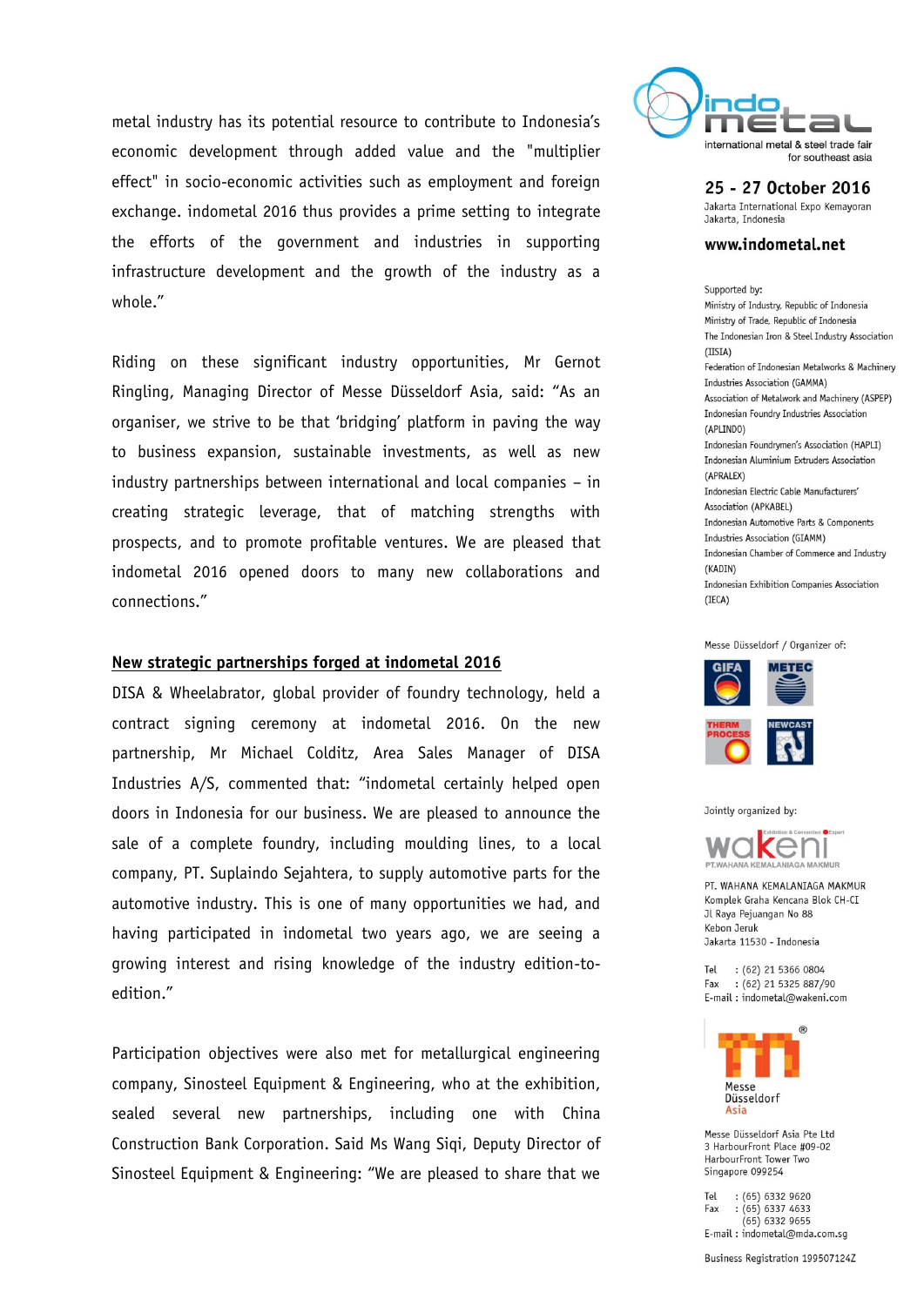metal industry has its potential resource to contribute to Indonesia's economic development through added value and the "multiplier effect" in socio-economic activities such as employment and foreign exchange. indometal 2016 thus provides a prime setting to integrate the efforts of the government and industries in supporting infrastructure development and the growth of the industry as a whole."

Riding on these significant industry opportunities, Mr Gernot Ringling, Managing Director of Messe Düsseldorf Asia, said: "As an organiser, we strive to be that 'bridging' platform in paving the way to business expansion, sustainable investments, as well as new industry partnerships between international and local companies – in creating strategic leverage, that of matching strengths with prospects, and to promote profitable ventures. We are pleased that indometal 2016 opened doors to many new collaborations and connections."

**New strategic partnerships forged at indometal 2016**

DISA & Wheelabrator, global provider of foundry technology, held a contract signing ceremony at indometal 2016. On the new partnership, Mr Michael Colditz, Area Sales Manager of DISA Industries A/S, commented that: "indometal certainly helped open doors in Indonesia for our business. We are pleased to announce the sale of a complete foundry, including moulding lines, to a local company, PT. Suplaindo Sejahtera, to supply automotive parts for the automotive industry. This is one of many opportunities we had, and having participated in indometal two years ago, we are seeing a growing interest and rising knowledge of the industry edition-to-edition."

Participation objectives were also met for metallurgical engineering company, Sinosteel Equipment & Engineering, who at the exhibition, sealed several new partnerships, including one with China Construction Bank Corporation. Said Ms Wang Siqi, Deputy Director of Sinosteel Equipment & Engineering: "We are pleased to share that we

indometal – international metal & steel trade fair for southeast asia

**25 - 27 October 2016**
Jakarta International Expo Kemayoran
Jakarta, Indonesia

**www.indometal.net**

Supported by:
Ministry of Industry, Republic of Indonesia
Ministry of Trade, Republic of Indonesia
The Indonesian Iron & Steel Industry Association (IISIA)
Federation of Indonesian Metalworks & Machinery Industries Association (GAMMA)
Association of Metalwork and Machinery (ASPEP)
Indonesian Foundry Industries Association (APLINDO)
Indonesian Foundrymen's Association (HAPLI)
Indonesian Aluminium Extruders Association (APRALEX)
Indonesian Electric Cable Manufacturers' Association (APKABEL)
Indonesian Automotive Parts & Components Industries Association (GIAMM)
Indonesian Chamber of Commerce and Industry (KADIN)
Indonesian Exhibition Companies Association (IECA)

Messe Düsseldorf / Organizer of:
GIFA, METEC, THERM PROCESS, NEWCAST

Jointly organized by:
wakeni – PT. WAHANA KEMALANIAGA MAKMUR

PT. WAHANA KEMALANIAGA MAKMUR
Komplek Graha Kencana Blok CH-CI
Jl Raya Pejuangan No 88
Kebon Jeruk
Jakarta 11530 - Indonesia

Tel : (62) 21 5366 0804
Fax : (62) 21 5325 887/90
E-mail : indometal@wakeni.com

Messe Düsseldorf Asia

Messe Düsseldorf Asia Pte Ltd
3 HarbourFront Place #09-02
HarbourFront Tower Two
Singapore 099254

Tel : (65) 6332 9620
Fax : (65) 6337 4633
(65) 6332 9655
E-mail : indometal@mda.com.sg

Business Registration 199507124Z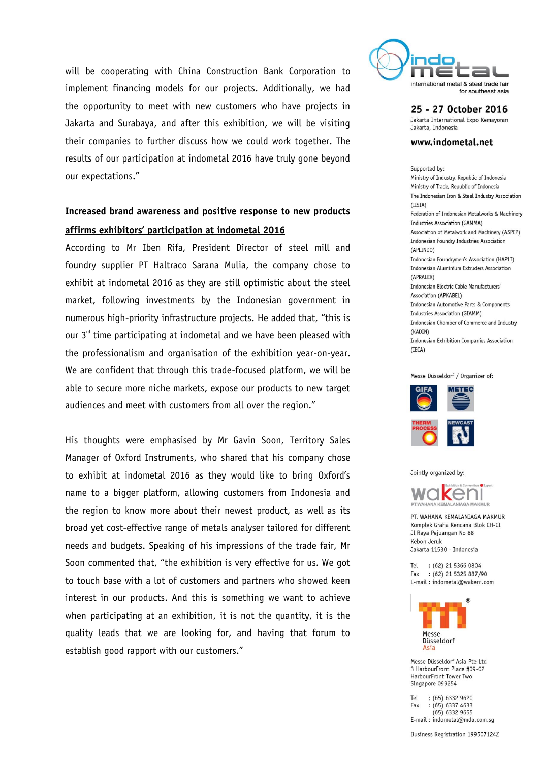will be cooperating with China Construction Bank Corporation to implement financing models for our projects. Additionally, we had the opportunity to meet with new customers who have projects in Jakarta and Surabaya, and after this exhibition, we will be visiting their companies to further discuss how we could work together. The results of our participation at indometal 2016 have truly gone beyond our expectations."

**Increased brand awareness and positive response to new products affirms exhibitors' participation at indometal 2016**

According to Mr Iben Rifa, President Director of steel mill and foundry supplier PT Haltraco Sarana Mulia, the company chose to exhibit at indometal 2016 as they are still optimistic about the steel market, following investments by the Indonesian government in numerous high-priority infrastructure projects. He added that, "this is our 3rd time participating at indometal and we have been pleased with the professionalism and organisation of the exhibition year-on-year. We are confident that through this trade-focused platform, we will be able to secure more niche markets, expose our products to new target audiences and meet with customers from all over the region."

His thoughts were emphasised by Mr Gavin Soon, Territory Sales Manager of Oxford Instruments, who shared that his company chose to exhibit at indometal 2016 as they would like to bring Oxford's name to a bigger platform, allowing customers from Indonesia and the region to know more about their newest product, as well as its broad yet cost-effective range of metals analyser tailored for different needs and budgets. Speaking of his impressions of the trade fair, Mr Soon commented that, "the exhibition is very effective for us. We got to touch base with a lot of customers and partners who showed keen interest in our products. And this is something we want to achieve when participating at an exhibition, it is not the quantity, it is the quality leads that we are looking for, and having that forum to establish good rapport with our customers."

indometal
international metal & steel trade fair for southeast asia

**25 - 27 October 2016**
Jakarta International Expo Kemayoran
Jakarta, Indonesia

**www.indometal.net**

Supported by:
Ministry of Industry, Republic of Indonesia
Ministry of Trade, Republic of Indonesia
The Indonesian Iron & Steel Industry Association (IISIA)
Federation of Indonesian Metalworks & Machinery Industries Association (GAMMA)
Association of Metalwork and Machinery (ASPEP)
Indonesian Foundry Industries Association (APLINDO)
Indonesian Foundrymen's Association (HAPLI)
Indonesian Aluminium Extruders Association (APRALEX)
Indonesian Electric Cable Manufacturers' Association (APKABEL)
Indonesian Automotive Parts & Components Industries Association (GIAMM)
Indonesian Chamber of Commerce and Industry (KADIN)
Indonesian Exhibition Companies Association (IECA)

Messe Düsseldorf / Organizer of:
GIFA, METEC, THERM PROCESS, NEWCAST

Jointly organized by:
wakeni
PT. WAHANA KEMALANIAGA MAKMUR
Komplek Graha Kencana Blok CH-CI
Jl Raya Pejuangan No 88
Kebon Jeruk
Jakarta 11530 - Indonesia

Tel : (62) 21 5366 0804
Fax : (62) 21 5325 887/90
E-mail : indometal@wakeni.com

Messe Düsseldorf Asia

Messe Düsseldorf Asia Pte Ltd
3 HarbourFront Place #09-02
HarbourFront Tower Two
Singapore 099254

Tel : (65) 6332 9620
Fax : (65) 6337 4633
(65) 6332 9655
E-mail : indometal@mda.com.sg

Business Registration 199507124Z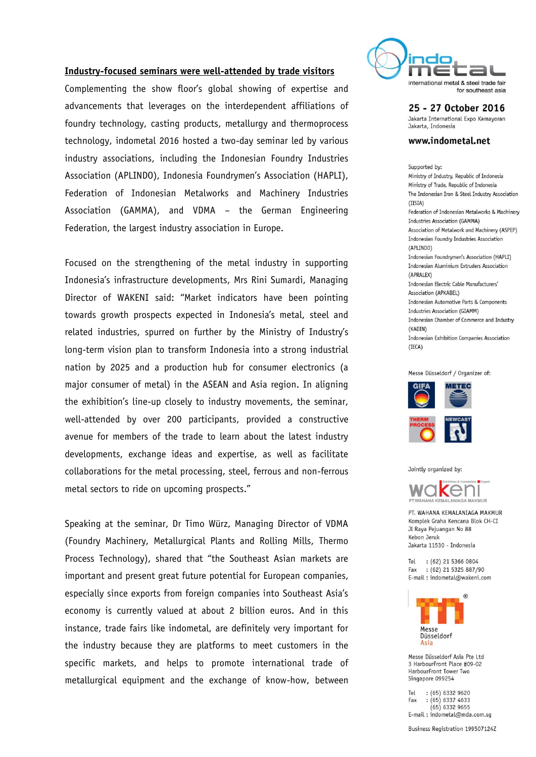**Industry-focused seminars were well-attended by trade visitors**

Complementing the show floor's global showing of expertise and advancements that leverages on the interdependent affiliations of foundry technology, casting products, metallurgy and thermoprocess technology, indometal 2016 hosted a two-day seminar led by various industry associations, including the Indonesian Foundry Industries Association (APLINDO), Indonesia Foundrymen's Association (HAPLI), Federation of Indonesian Metalworks and Machinery Industries Association (GAMMA), and VDMA – the German Engineering Federation, the largest industry association in Europe.

Focused on the strengthening of the metal industry in supporting Indonesia's infrastructure developments, Mrs Rini Sumardi, Managing Director of WAKENI said: "Market indicators have been pointing towards growth prospects expected in Indonesia's metal, steel and related industries, spurred on further by the Ministry of Industry's long-term vision plan to transform Indonesia into a strong industrial nation by 2025 and a production hub for consumer electronics (a major consumer of metal) in the ASEAN and Asia region. In aligning the exhibition's line-up closely to industry movements, the seminar, well-attended by over 200 participants, provided a constructive avenue for members of the trade to learn about the latest industry developments, exchange ideas and expertise, as well as facilitate collaborations for the metal processing, steel, ferrous and non-ferrous metal sectors to ride on upcoming prospects."

Speaking at the seminar, Dr Timo Würz, Managing Director of VDMA (Foundry Machinery, Metallurgical Plants and Rolling Mills, Thermo Process Technology), shared that "the Southeast Asian markets are important and present great future potential for European companies, especially since exports from foreign companies into Southeast Asia's economy is currently valued at about 2 billion euros. And in this instance, trade fairs like indometal, are definitely very important for the industry because they are platforms to meet customers in the specific markets, and helps to promote international trade of metallurgical equipment and the exchange of know-how, between

indometal
international metal & steel trade fair for southeast asia

**25 - 27 October 2016**
Jakarta International Expo Kemayoran
Jakarta, Indonesia

**www.indometal.net**

Supported by:
Ministry of Industry, Republic of Indonesia
Ministry of Trade, Republic of Indonesia
The Indonesian Iron & Steel Industry Association (IISIA)
Federation of Indonesian Metalworks & Machinery Industries Association (GAMMA)
Association of Metalwork and Machinery (ASPEP)
Indonesian Foundry Industries Association (APLINDO)
Indonesian Foundrymen's Association (HAPLI)
Indonesian Aluminium Extruders Association (APRALEX)
Indonesian Electric Cable Manufacturers' Association (APKABEL)
Indonesian Automotive Parts & Components Industries Association (GIAMM)
Indonesian Chamber of Commerce and Industry (KADIN)
Indonesian Exhibition Companies Association (IECA)

Messe Düsseldorf / Organizer of:
GIFA, METEC, THERM PROCESS, NEWCAST

Jointly organized by:
wakeni
PT. WAHANA KEMALANIAGA MAKMUR
Komplek Graha Kencana Blok CH-CI
Jl Raya Pejuangan No 88
Kebon Jeruk
Jakarta 11530 - Indonesia

Tel : (62) 21 5366 0804
Fax : (62) 21 5325 887/90
E-mail : indometal@wakeni.com

Messe Düsseldorf Asia
Messe Düsseldorf Asia Pte Ltd
3 HarbourFront Place #09-02
HarbourFront Tower Two
Singapore 099254

Tel : (65) 6332 9620
Fax : (65) 6337 4633
(65) 6332 9655
E-mail : indometal@mda.com.sg

Business Registration 199507124Z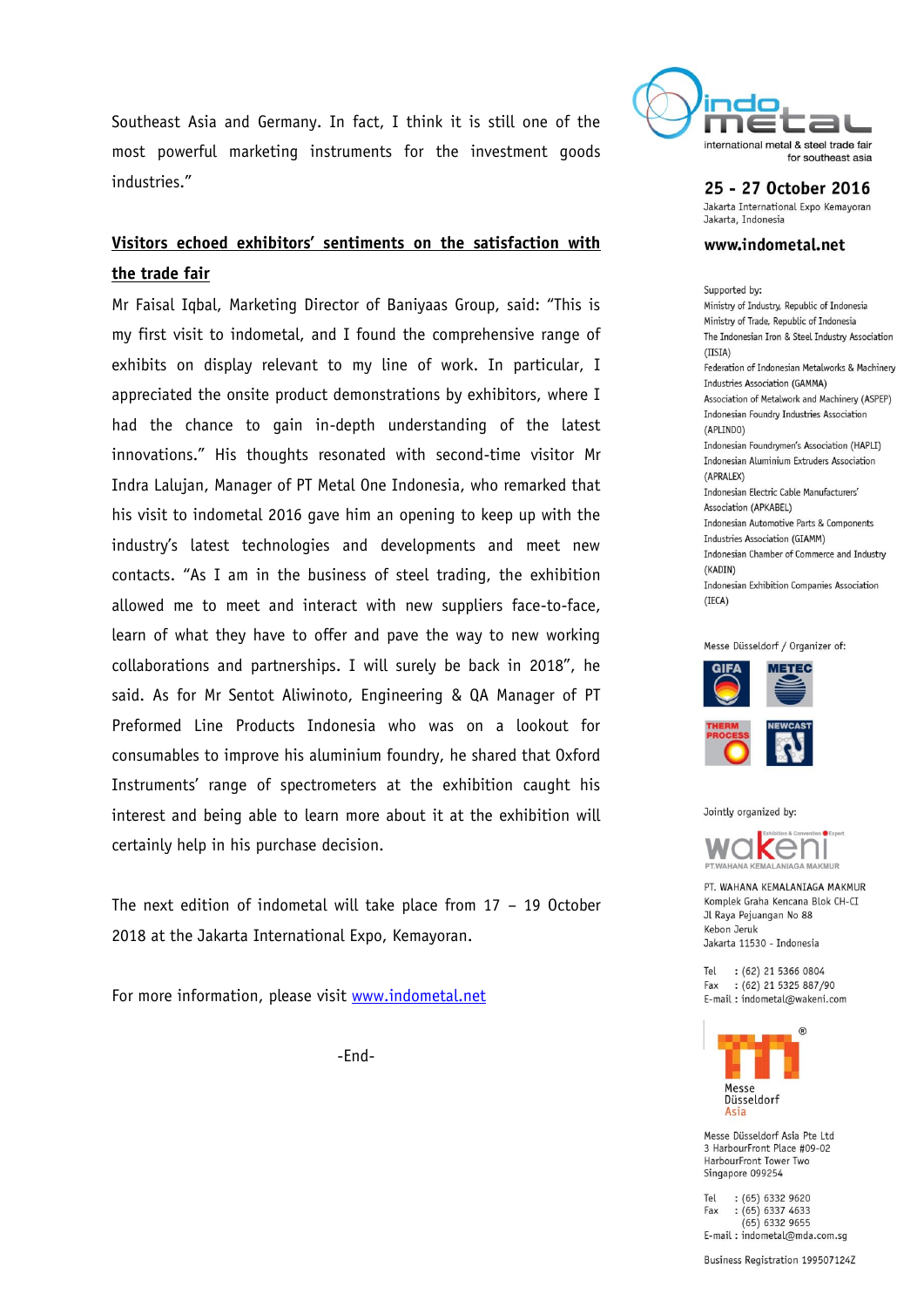Southeast Asia and Germany. In fact, I think it is still one of the most powerful marketing instruments for the investment goods industries."

**Visitors echoed exhibitors' sentiments on the satisfaction with the trade fair**

Mr Faisal Iqbal, Marketing Director of Baniyaas Group, said: "This is my first visit to indometal, and I found the comprehensive range of exhibits on display relevant to my line of work. In particular, I appreciated the onsite product demonstrations by exhibitors, where I had the chance to gain in-depth understanding of the latest innovations." His thoughts resonated with second-time visitor Mr Indra Lalujan, Manager of PT Metal One Indonesia, who remarked that his visit to indometal 2016 gave him an opening to keep up with the industry's latest technologies and developments and meet new contacts. "As I am in the business of steel trading, the exhibition allowed me to meet and interact with new suppliers face-to-face, learn of what they have to offer and pave the way to new working collaborations and partnerships. I will surely be back in 2018", he said. As for Mr Sentot Aliwinoto, Engineering & QA Manager of PT Preformed Line Products Indonesia who was on a lookout for consumables to improve his aluminium foundry, he shared that Oxford Instruments' range of spectrometers at the exhibition caught his interest and being able to learn more about it at the exhibition will certainly help in his purchase decision.

The next edition of indometal will take place from 17 – 19 October 2018 at the Jakarta International Expo, Kemayoran.

For more information, please visit www.indometal.net

-End-

indometal
international metal & steel trade fair for southeast asia

**25 - 27 October 2016**
Jakarta International Expo Kemayoran
Jakarta, Indonesia

**www.indometal.net**

Supported by:
Ministry of Industry, Republic of Indonesia
Ministry of Trade, Republic of Indonesia
The Indonesian Iron & Steel Industry Association (IISIA)
Federation of Indonesian Metalworks & Machinery Industries Association (GAMMA)
Association of Metalwork and Machinery (ASPEP)
Indonesian Foundry Industries Association (APLINDO)
Indonesian Foundrymen's Association (HAPLI)
Indonesian Aluminium Extruders Association (APRALEX)
Indonesian Electric Cable Manufacturers' Association (APKABEL)
Indonesian Automotive Parts & Components Industries Association (GIAMM)
Indonesian Chamber of Commerce and Industry (KADIN)
Indonesian Exhibition Companies Association (IECA)

Messe Düsseldorf / Organizer of:
GIFA, METEC, THERMPROCESS, NEWCAST

Jointly organized by:

PT. WAHANA KEMALANIAGA MAKMUR
Komplek Graha Kencana Blok CH-CI
Jl Raya Pejuangan No 88
Kebon Jeruk
Jakarta 11530 - Indonesia

Tel : (62) 21 5366 0804
Fax : (62) 21 5325 887/90
E-mail : indometal@wakeni.com

Messe Düsseldorf Asia Pte Ltd
3 HarbourFront Place #09-02
HarbourFront Tower Two
Singapore 099254

Tel : (65) 6332 9620
Fax : (65) 6337 4633
(65) 6332 9655
E-mail : indometal@mda.com.sg

Business Registration 199507124Z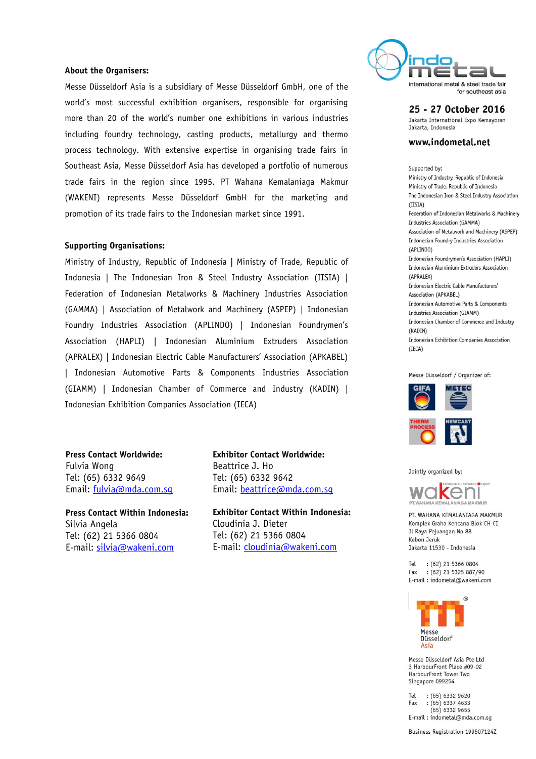**About the Organisers:**

Messe Düsseldorf Asia is a subsidiary of Messe Düsseldorf GmbH, one of the world's most successful exhibition organisers, responsible for organising more than 20 of the world's number one exhibitions in various industries including foundry technology, casting products, metallurgy and thermo process technology. With extensive expertise in organising trade fairs in Southeast Asia, Messe Düsseldorf Asia has developed a portfolio of numerous trade fairs in the region since 1995. PT Wahana Kemalaniaga Makmur (WAKENI) represents Messe Düsseldorf GmbH for the marketing and promotion of its trade fairs to the Indonesian market since 1991.

**Supporting Organisations:**

Ministry of Industry, Republic of Indonesia | Ministry of Trade, Republic of Indonesia | The Indonesian Iron & Steel Industry Association (IISIA) | Federation of Indonesian Metalworks & Machinery Industries Association (GAMMA) | Association of Metalwork and Machinery (ASPEP) | Indonesian Foundry Industries Association (APLINDO) | Indonesian Foundrymen's Association (HAPLI) | Indonesian Aluminium Extruders Association (APRALEX) | Indonesian Electric Cable Manufacturers' Association (APKABEL) | Indonesian Automotive Parts & Components Industries Association (GIAMM) | Indonesian Chamber of Commerce and Industry (KADIN) | Indonesian Exhibition Companies Association (IECA)

**Press Contact Worldwide:**
Fulvia Wong
Tel: (65) 6332 9649
Email: fulvia@mda.com.sg

**Exhibitor Contact Worldwide:**
Beattrice J. Ho
Tel: (65) 6332 9642
Email: beattrice@mda.com.sg

**Press Contact Within Indonesia:**
Silvia Angela
Tel: (62) 21 5366 0804
E-mail: silvia@wakeni.com

**Exhibitor Contact Within Indonesia:**
Cloudinia J. Dieter
Tel: (62) 21 5366 0804
E-mail: cloudinia@wakeni.com

indo metal
international metal & steel trade fair for southeast asia

**25 - 27 October 2016**
Jakarta International Expo Kemayoran
Jakarta, Indonesia

**www.indometal.net**

Supported by:
Ministry of Industry, Republic of Indonesia
Ministry of Trade, Republic of Indonesia
The Indonesian Iron & Steel Industry Association (IISIA)
Federation of Indonesian Metalworks & Machinery Industries Association (GAMMA)
Association of Metalwork and Machinery (ASPEP)
Indonesian Foundry Industries Association (APLINDO)
Indonesian Foundrymen's Association (HAPLI)
Indonesian Aluminium Extruders Association (APRALEX)
Indonesian Electric Cable Manufacturers' Association (APKABEL)
Indonesian Automotive Parts & Components Industries Association (GIAMM)
Indonesian Chamber of Commerce and Industry (KADIN)
Indonesian Exhibition Companies Association (IECA)

Messe Düsseldorf / Organizer of:
GIFA
METEC
THERM PROCESS
NEWCAST

Jointly organized by:

wakeni
PT.WAHANA KEMALANIAGA MAKMUR

PT. WAHANA KEMALANIAGA MAKMUR
Komplek Graha Kencana Blok CH-CI
Jl Raya Pejuangan No 88
Kebon Jeruk
Jakarta 11530 - Indonesia

Tel : (62) 21 5366 0804
Fax : (62) 21 5325 887/90
E-mail : indometal@wakeni.com

Messe Düsseldorf Asia

Messe Düsseldorf Asia Pte Ltd
3 HarbourFront Place #09-02
HarbourFront Tower Two
Singapore 099254

Tel : (65) 6332 9620
Fax : (65) 6337 4633
(65) 6332 9655
E-mail : indometal@mda.com.sg

Business Registration 199507124Z